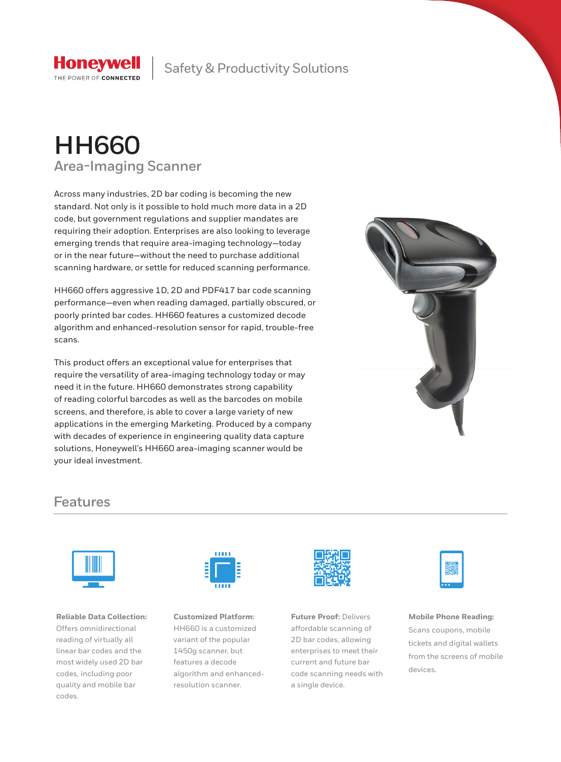Honeywell
THE POWER OF CONNECTED

Safety & Productivity Solutions

# HH660

## Area-Imaging Scanner

Across many industries, 2D bar coding is becoming the new standard. Not only is it possible to hold much more data in a 2D code, but government regulations and supplier mandates are requiring their adoption. Enterprises are also looking to leverage emerging trends that require area-imaging technology—today or in the near future—without the need to purchase additional scanning hardware, or settle for reduced scanning performance.

HH660 offers aggressive 1D, 2D and PDF417 bar code scanning performance—even when reading damaged, partially obscured, or poorly printed bar codes. HH660 features a customized decode algorithm and enhanced-resolution sensor for rapid, trouble-free scans.

This product offers an exceptional value for enterprises that require the versatility of area-imaging technology today or may need it in the future. HH660 demonstrates strong capability of reading colorful barcodes as well as the barcodes on mobile screens, and therefore, is able to cover a large variety of new applications in the emerging Marketing. Produced by a company with decades of experience in engineering quality data capture solutions, Honeywell's HH660 area-imaging scanner would be your ideal investment.

## Features

**Reliable Data Collection:** Offers omnidirectional reading of virtually all linear bar codes and the most widely used 2D bar codes, including poor quality and mobile bar codes.

**Customized Platform:** HH660 is a customized variant of the popular 1450g scanner, but features a decode algorithm and enhanced-resolution scanner.

**Future Proof:** Delivers affordable scanning of 2D bar codes, allowing enterprises to meet their current and future bar code scanning needs with a single device.

**Mobile Phone Reading:** Scans coupons, mobile tickets and digital wallets from the screens of mobile devices.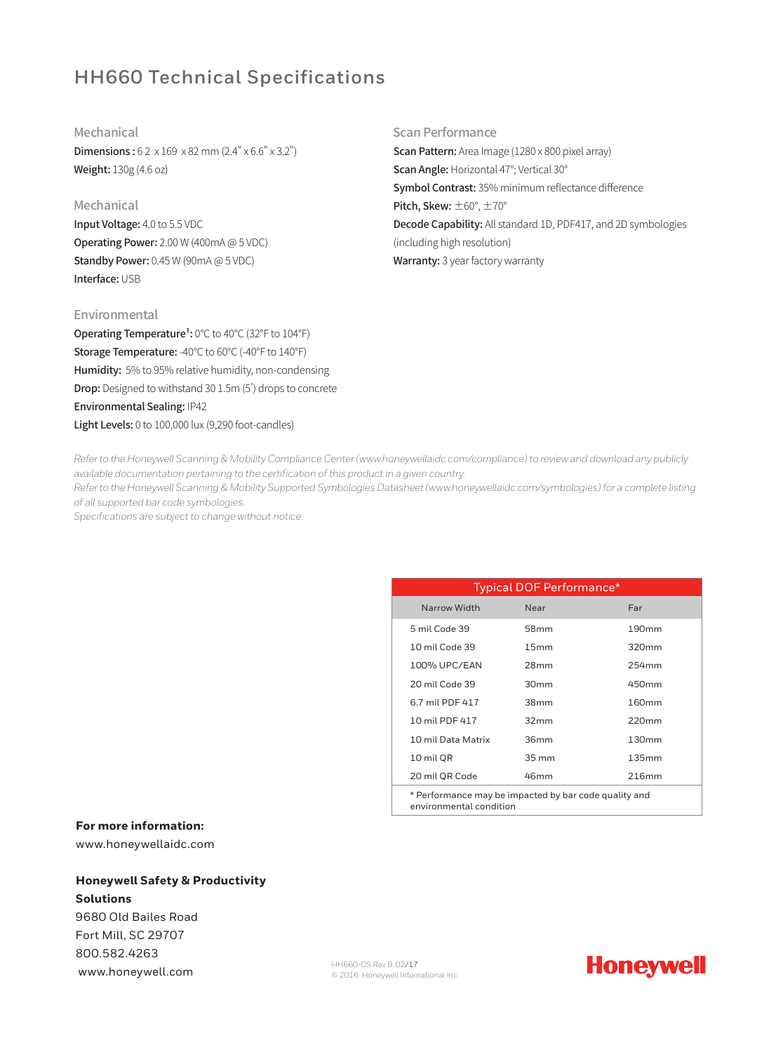# HH660 Technical Specifications

## Mechanical

**Dimensions :** 6 2 x 169 x 82 mm (2.4" x 6.6" x 3.2")
**Weight:** 130g (4.6 oz)

## Mechanical

**Input Voltage:** 4.0 to 5.5 VDC
**Operating Power:** 2.00 W (400mA @ 5 VDC)
**Standby Power:** 0.45 W (90mA @ 5 VDC)
**Interface:** USB

## Environmental

**Operating Temperature[1]:** 0°C to 40°C (32°F to 104°F)
**Storage Temperature:** -40°C to 60°C (-40°F to 140°F)
**Humidity:** 5% to 95% relative humidity, non-condensing
**Drop:** Designed to withstand 30 1.5m (5') drops to concrete
**Environmental Sealing:** IP42
**Light Levels:** 0 to 100,000 lux (9,290 foot-candles)

## Scan Performance

**Scan Pattern:** Area Image (1280 x 800 pixel array)
**Scan Angle:** Horizontal 47°; Vertical 30°
**Symbol Contrast:** 35% minimum reflectance difference
**Pitch, Skew:** ±60°, ±70°
**Decode Capability:** All standard 1D, PDF417, and 2D symbologies (including high resolution)
**Warranty:** 3 year factory warranty

*Refer to the Honeywell Scanning & Mobility Compliance Center (www.honeywellaidc.com/compliance) to review and download any publicly available documentation pertaining to the certification of this product in a given country.*
*Refer to the Honeywell Scanning & Mobility Supported Symbologies Datasheet (www.honeywellaidc.com/symbologies) for a complete listing of all supported bar code symbologies.*
*Specifications are subject to change without notice.*

**Typical DOF Performance***

| Narrow Width | Near | Far |
|---|---|---|
| 5 mil Code 39 | 58mm | 190mm |
| 10 mil Code 39 | 15mm | 320mm |
| 100% UPC/EAN | 28mm | 254mm |
| 20 mil Code 39 | 30mm | 450mm |
| 6.7 mil PDF 417 | 38mm | 160mm |
| 10 mil PDF 417 | 32mm | 220mm |
| 10 mil Data Matrix | 36mm | 130mm |
| 10 mil QR | 35 mm | 135mm |
| 20 mil QR Code | 46mm | 216mm |

* Performance may be impacted by bar code quality and environmental condition

**For more information:**
www.honeywellaidc.com

**Honeywell Safety & Productivity Solutions**
9680 Old Bailes Road
Fort Mill, SC 29707
800.582.4263
www.honeywell.com

HH660-DS Rev B 02/17
© 2016 Honeywell International Inc.

Honeywell